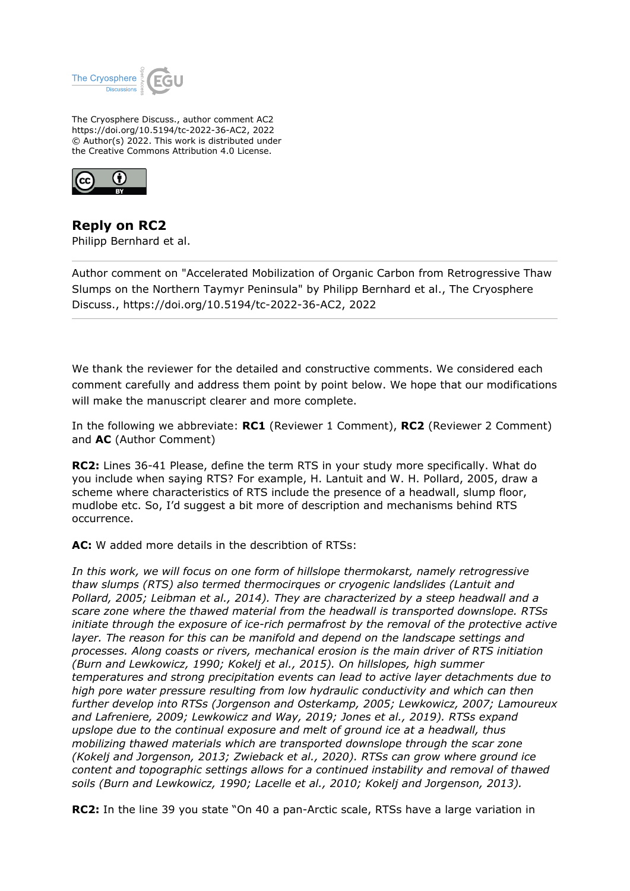The Cryosphere Discuss., author comment AC2
https://doi.org/10.5194/tc-2022-36-AC2, 2022
© Author(s) 2022. This work is distributed under
the Creative Commons Attribution 4.0 License.

## Reply on RC2

Philipp Bernhard et al.

---

Author comment on "Accelerated Mobilization of Organic Carbon from Retrogressive Thaw Slumps on the Northern Taymyr Peninsula" by Philipp Bernhard et al., The Cryosphere Discuss., https://doi.org/10.5194/tc-2022-36-AC2, 2022

---

We thank the reviewer for the detailed and constructive comments. We considered each comment carefully and address them point by point below. We hope that our modifications will make the manuscript clearer and more complete.

In the following we abbreviate: **RC1** (Reviewer 1 Comment), **RC2** (Reviewer 2 Comment) and **AC** (Author Comment)

**RC2:** Lines 36-41 Please, define the term RTS in your study more specifically. What do you include when saying RTS? For example, H. Lantuit and W. H. Pollard, 2005, draw a scheme where characteristics of RTS include the presence of a headwall, slump floor, mudlobe etc. So, I'd suggest a bit more of description and mechanisms behind RTS occurrence.

**AC:** W added more details in the describtion of RTSs:

*In this work, we will focus on one form of hillslope thermokarst, namely retrogressive thaw slumps (RTS) also termed thermocirques or cryogenic landslides (Lantuit and Pollard, 2005; Leibman et al., 2014). They are characterized by a steep headwall and a scare zone where the thawed material from the headwall is transported downslope. RTSs initiate through the exposure of ice-rich permafrost by the removal of the protective active layer. The reason for this can be manifold and depend on the landscape settings and processes. Along coasts or rivers, mechanical erosion is the main driver of RTS initiation (Burn and Lewkowicz, 1990; Kokelj et al., 2015). On hillslopes, high summer temperatures and strong precipitation events can lead to active layer detachments due to high pore water pressure resulting from low hydraulic conductivity and which can then further develop into RTSs (Jorgenson and Osterkamp, 2005; Lewkowicz, 2007; Lamoureux and Lafreniere, 2009; Lewkowicz and Way, 2019; Jones et al., 2019). RTSs expand upslope due to the continual exposure and melt of ground ice at a headwall, thus mobilizing thawed materials which are transported downslope through the scar zone (Kokelj and Jorgenson, 2013; Zwieback et al., 2020). RTSs can grow where ground ice content and topographic settings allows for a continued instability and removal of thawed soils (Burn and Lewkowicz, 1990; Lacelle et al., 2010; Kokelj and Jorgenson, 2013).*

**RC2:** In the line 39 you state "On 40 a pan-Arctic scale, RTSs have a large variation in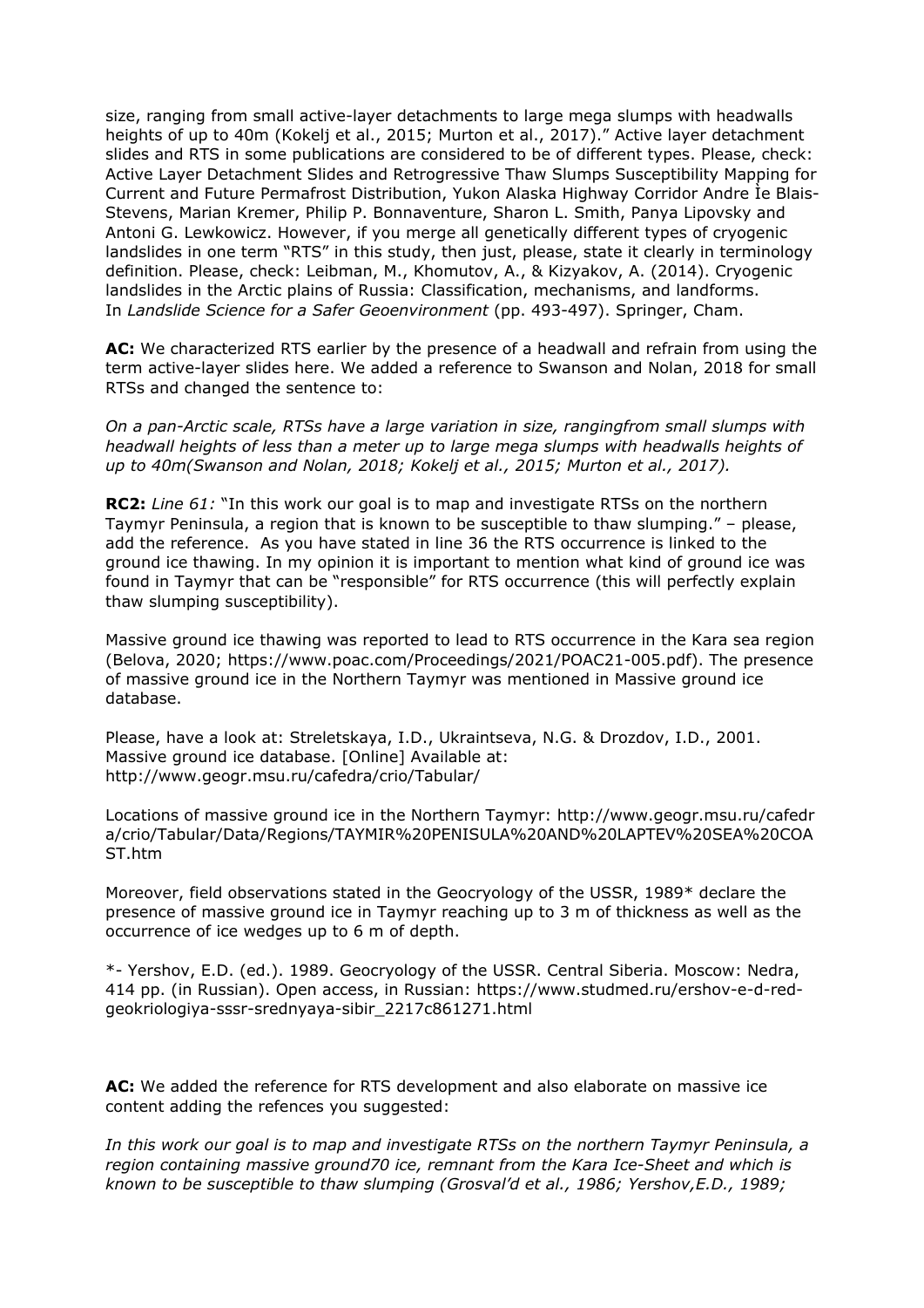size, ranging from small active-layer detachments to large mega slumps with headwalls heights of up to 40m (Kokelj et al., 2015; Murton et al., 2017)." Active layer detachment slides and RTS in some publications are considered to be of different types. Please, check: Active Layer Detachment Slides and Retrogressive Thaw Slumps Susceptibility Mapping for Current and Future Permafrost Distribution, Yukon Alaska Highway Corridor Andre Ìe Blais-Stevens, Marian Kremer, Philip P. Bonnaventure, Sharon L. Smith, Panya Lipovsky and Antoni G. Lewkowicz. However, if you merge all genetically different types of cryogenic landslides in one term "RTS" in this study, then just, please, state it clearly in terminology definition. Please, check: Leibman, M., Khomutov, A., & Kizyakov, A. (2014). Cryogenic landslides in the Arctic plains of Russia: Classification, mechanisms, and landforms. In *Landslide Science for a Safer Geoenvironment* (pp. 493-497). Springer, Cham.

**AC:** We characterized RTS earlier by the presence of a headwall and refrain from using the term active-layer slides here. We added a reference to Swanson and Nolan, 2018 for small RTSs and changed the sentence to:

*On a pan-Arctic scale, RTSs have a large variation in size, rangingfrom small slumps with headwall heights of less than a meter up to large mega slumps with headwalls heights of up to 40m(Swanson and Nolan, 2018; Kokelj et al., 2015; Murton et al., 2017).*

**RC2:** *Line 61:* "In this work our goal is to map and investigate RTSs on the northern Taymyr Peninsula, a region that is known to be susceptible to thaw slumping." – please, add the reference. As you have stated in line 36 the RTS occurrence is linked to the ground ice thawing. In my opinion it is important to mention what kind of ground ice was found in Taymyr that can be "responsible" for RTS occurrence (this will perfectly explain thaw slumping susceptibility).

Massive ground ice thawing was reported to lead to RTS occurrence in the Kara sea region (Belova, 2020; https://www.poac.com/Proceedings/2021/POAC21-005.pdf). The presence of massive ground ice in the Northern Taymyr was mentioned in Massive ground ice database.

Please, have a look at: Streletskaya, I.D., Ukraintseva, N.G. & Drozdov, I.D., 2001. Massive ground ice database. [Online] Available at: http://www.geogr.msu.ru/cafedra/crio/Tabular/

Locations of massive ground ice in the Northern Taymyr: http://www.geogr.msu.ru/cafedra/crio/Tabular/Data/Regions/TAYMIR%20PENISULA%20AND%20LAPTEV%20SEA%20COAST.htm

Moreover, field observations stated in the Geocryology of the USSR, 1989* declare the presence of massive ground ice in Taymyr reaching up to 3 m of thickness as well as the occurrence of ice wedges up to 6 m of depth.

*- Yershov, E.D. (ed.). 1989. Geocryology of the USSR. Central Siberia. Moscow: Nedra, 414 pp. (in Russian). Open access, in Russian: https://www.studmed.ru/ershov-e-d-red-geokriologiya-sssr-srednyaya-sibir_2217c861271.html

**AC:** We added the reference for RTS development and also elaborate on massive ice content adding the refences you suggested:

*In this work our goal is to map and investigate RTSs on the northern Taymyr Peninsula, a region containing massive ground70 ice, remnant from the Kara Ice-Sheet and which is known to be susceptible to thaw slumping (Grosval'd et al., 1986; Yershov,E.D., 1989;*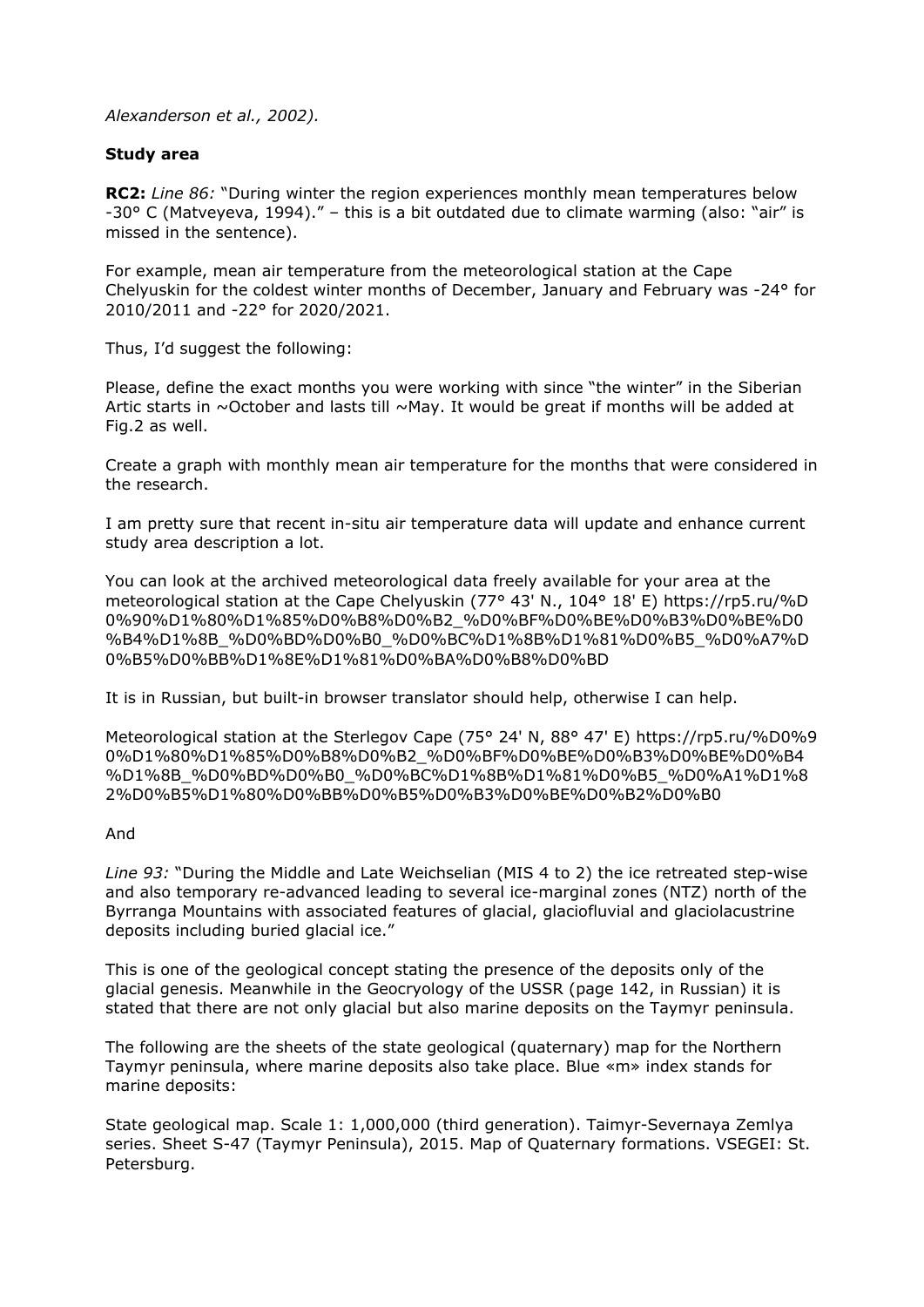*Alexanderson et al., 2002).*

**Study area**

**RC2:** *Line 86:* "During winter the region experiences monthly mean temperatures below -30° C (Matveyeva, 1994)." – this is a bit outdated due to climate warming (also: "air" is missed in the sentence).

For example, mean air temperature from the meteorological station at the Cape Chelyuskin for the coldest winter months of December, January and February was -24° for 2010/2011 and -22° for 2020/2021.

Thus, I'd suggest the following:

Please, define the exact months you were working with since "the winter" in the Siberian Artic starts in ~October and lasts till ~May. It would be great if months will be added at Fig.2 as well.

Create a graph with monthly mean air temperature for the months that were considered in the research.

I am pretty sure that recent in-situ air temperature data will update and enhance current study area description a lot.

You can look at the archived meteorological data freely available for your area at the meteorological station at the Cape Chelyuskin (77° 43' N., 104° 18' E) https://rp5.ru/%D0%90%D1%80%D1%85%D0%B8%D0%B2_%D0%BF%D0%BE%D0%B3%D0%BE%D0%B4%D1%8B_%D0%BD%D0%B0_%D0%BC%D1%8B%D1%81%D0%B5_%D0%A7%D0%B5%D0%BB%D1%8E%D1%81%D0%BA%D0%B8%D0%BD

It is in Russian, but built-in browser translator should help, otherwise I can help.

Meteorological station at the Sterlegov Cape (75° 24' N, 88° 47' E) https://rp5.ru/%D0%90%D1%80%D1%85%D0%B8%D0%B2_%D0%BF%D0%BE%D0%B3%D0%BE%D0%B4%D1%8B_%D0%BD%D0%B0_%D0%BC%D1%8B%D1%81%D0%B5_%D0%A1%D1%82%D0%B5%D1%80%D0%BB%D0%B5%D0%B3%D0%BE%D0%B2%D0%B0

And

*Line 93:* "During the Middle and Late Weichselian (MIS 4 to 2) the ice retreated step-wise and also temporary re-advanced leading to several ice-marginal zones (NTZ) north of the Byrranga Mountains with associated features of glacial, glaciofluvial and glaciolacustrine deposits including buried glacial ice."

This is one of the geological concept stating the presence of the deposits only of the glacial genesis. Meanwhile in the Geocryology of the USSR (page 142, in Russian) it is stated that there are not only glacial but also marine deposits on the Taymyr peninsula.

The following are the sheets of the state geological (quaternary) map for the Northern Taymyr peninsula, where marine deposits also take place. Blue «m» index stands for marine deposits:

State geological map. Scale 1: 1,000,000 (third generation). Taimyr-Severnaya Zemlya series. Sheet S-47 (Taymyr Peninsula), 2015. Map of Quaternary formations. VSEGEI: St. Petersburg.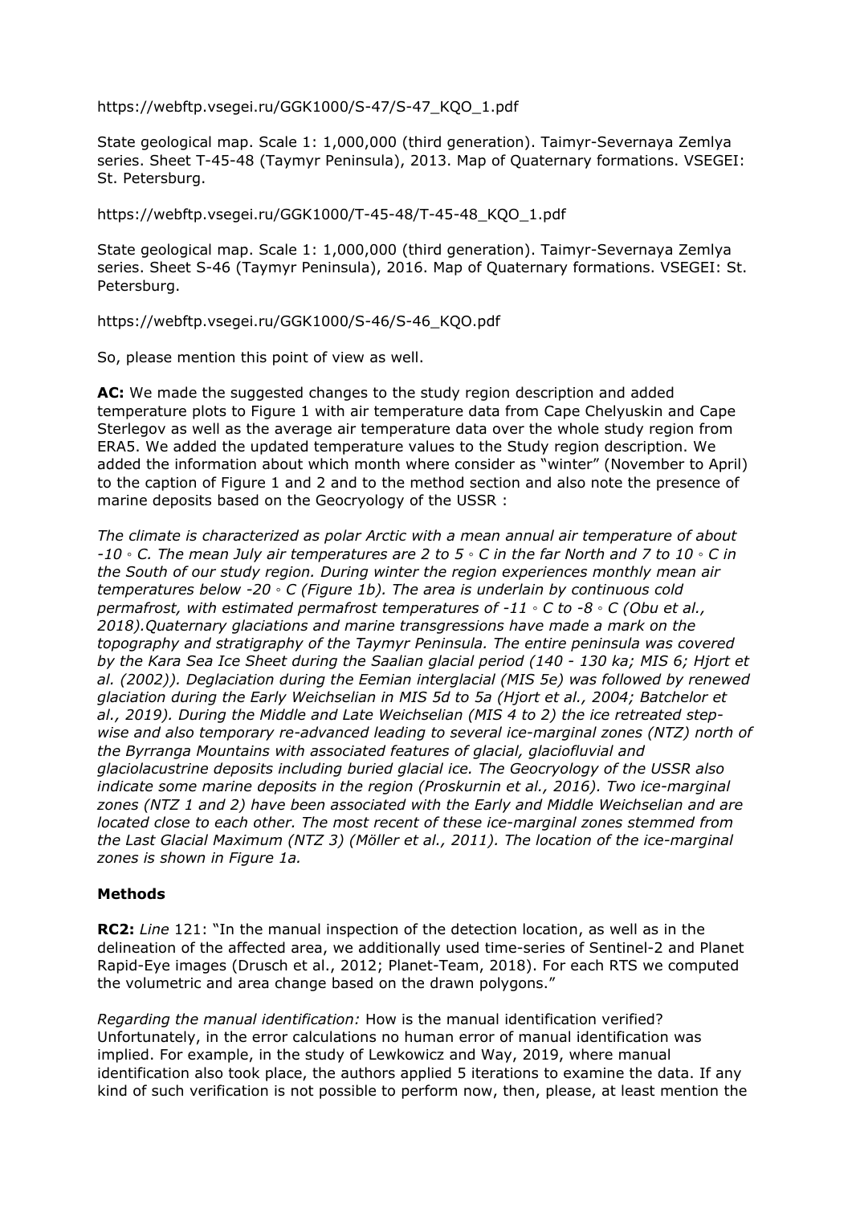https://webftp.vsegei.ru/GGK1000/S-47/S-47_KQO_1.pdf

State geological map. Scale 1: 1,000,000 (third generation). Taimyr-Severnaya Zemlya series. Sheet T-45-48 (Taymyr Peninsula), 2013. Map of Quaternary formations. VSEGEI: St. Petersburg.

https://webftp.vsegei.ru/GGK1000/T-45-48/T-45-48_KQO_1.pdf

State geological map. Scale 1: 1,000,000 (third generation). Taimyr-Severnaya Zemlya series. Sheet S-46 (Taymyr Peninsula), 2016. Map of Quaternary formations. VSEGEI: St. Petersburg.

https://webftp.vsegei.ru/GGK1000/S-46/S-46_KQO.pdf

So, please mention this point of view as well.

**AC:** We made the suggested changes to the study region description and added temperature plots to Figure 1 with air temperature data from Cape Chelyuskin and Cape Sterlegov as well as the average air temperature data over the whole study region from ERA5. We added the updated temperature values to the Study region description. We added the information about which month where consider as "winter" (November to April) to the caption of Figure 1 and 2 and to the method section and also note the presence of marine deposits based on the Geocryology of the USSR :

*The climate is characterized as polar Arctic with a mean annual air temperature of about -10 ◦ C. The mean July air temperatures are 2 to 5 ◦ C in the far North and 7 to 10 ◦ C in the South of our study region. During winter the region experiences monthly mean air temperatures below -20 ◦ C (Figure 1b). The area is underlain by continuous cold permafrost, with estimated permafrost temperatures of -11 ◦ C to -8 ◦ C (Obu et al., 2018).Quaternary glaciations and marine transgressions have made a mark on the topography and stratigraphy of the Taymyr Peninsula. The entire peninsula was covered by the Kara Sea Ice Sheet during the Saalian glacial period (140 - 130 ka; MIS 6; Hjort et al. (2002)). Deglaciation during the Eemian interglacial (MIS 5e) was followed by renewed glaciation during the Early Weichselian in MIS 5d to 5a (Hjort et al., 2004; Batchelor et al., 2019). During the Middle and Late Weichselian (MIS 4 to 2) the ice retreated step-wise and also temporary re-advanced leading to several ice-marginal zones (NTZ) north of the Byrranga Mountains with associated features of glacial, glaciofluvial and glaciolacustrine deposits including buried glacial ice. The Geocryology of the USSR also indicate some marine deposits in the region (Proskurnin et al., 2016). Two ice-marginal zones (NTZ 1 and 2) have been associated with the Early and Middle Weichselian and are located close to each other. The most recent of these ice-marginal zones stemmed from the Last Glacial Maximum (NTZ 3) (Möller et al., 2011). The location of the ice-marginal zones is shown in Figure 1a.*

### Methods

**RC2:** *Line* 121: "In the manual inspection of the detection location, as well as in the delineation of the affected area, we additionally used time-series of Sentinel-2 and Planet Rapid-Eye images (Drusch et al., 2012; Planet-Team, 2018). For each RTS we computed the volumetric and area change based on the drawn polygons."

*Regarding the manual identification:* How is the manual identification verified? Unfortunately, in the error calculations no human error of manual identification was implied. For example, in the study of Lewkowicz and Way, 2019, where manual identification also took place, the authors applied 5 iterations to examine the data. If any kind of such verification is not possible to perform now, then, please, at least mention the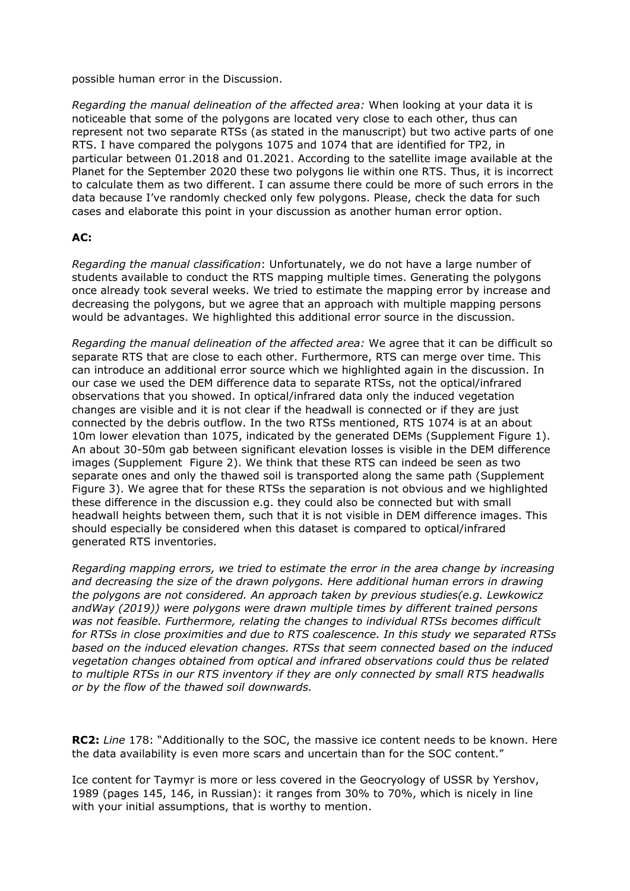possible human error in the Discussion.

*Regarding the manual delineation of the affected area:* When looking at your data it is noticeable that some of the polygons are located very close to each other, thus can represent not two separate RTSs (as stated in the manuscript) but two active parts of one RTS. I have compared the polygons 1075 and 1074 that are identified for TP2, in particular between 01.2018 and 01.2021. According to the satellite image available at the Planet for the September 2020 these two polygons lie within one RTS. Thus, it is incorrect to calculate them as two different. I can assume there could be more of such errors in the data because I've randomly checked only few polygons. Please, check the data for such cases and elaborate this point in your discussion as another human error option.

**AC:**

*Regarding the manual classification*: Unfortunately, we do not have a large number of students available to conduct the RTS mapping multiple times. Generating the polygons once already took several weeks. We tried to estimate the mapping error by increase and decreasing the polygons, but we agree that an approach with multiple mapping persons would be advantages. We highlighted this additional error source in the discussion.

*Regarding the manual delineation of the affected area:* We agree that it can be difficult so separate RTS that are close to each other. Furthermore, RTS can merge over time. This can introduce an additional error source which we highlighted again in the discussion. In our case we used the DEM difference data to separate RTSs, not the optical/infrared observations that you showed. In optical/infrared data only the induced vegetation changes are visible and it is not clear if the headwall is connected or if they are just connected by the debris outflow. In the two RTSs mentioned, RTS 1074 is at an about 10m lower elevation than 1075, indicated by the generated DEMs (Supplement Figure 1). An about 30-50m gab between significant elevation losses is visible in the DEM difference images (Supplement Figure 2). We think that these RTS can indeed be seen as two separate ones and only the thawed soil is transported along the same path (Supplement Figure 3). We agree that for these RTSs the separation is not obvious and we highlighted these difference in the discussion e.g. they could also be connected but with small headwall heights between them, such that it is not visible in DEM difference images. This should especially be considered when this dataset is compared to optical/infrared generated RTS inventories.

*Regarding mapping errors, we tried to estimate the error in the area change by increasing and decreasing the size of the drawn polygons. Here additional human errors in drawing the polygons are not considered. An approach taken by previous studies(e.g. Lewkowicz andWay (2019)) were polygons were drawn multiple times by different trained persons was not feasible. Furthermore, relating the changes to individual RTSs becomes difficult for RTSs in close proximities and due to RTS coalescence. In this study we separated RTSs based on the induced elevation changes. RTSs that seem connected based on the induced vegetation changes obtained from optical and infrared observations could thus be related to multiple RTSs in our RTS inventory if they are only connected by small RTS headwalls or by the flow of the thawed soil downwards.*

**RC2:** *Line* 178: "Additionally to the SOC, the massive ice content needs to be known. Here the data availability is even more scars and uncertain than for the SOC content."

Ice content for Taymyr is more or less covered in the Geocryology of USSR by Yershov, 1989 (pages 145, 146, in Russian): it ranges from 30% to 70%, which is nicely in line with your initial assumptions, that is worthy to mention.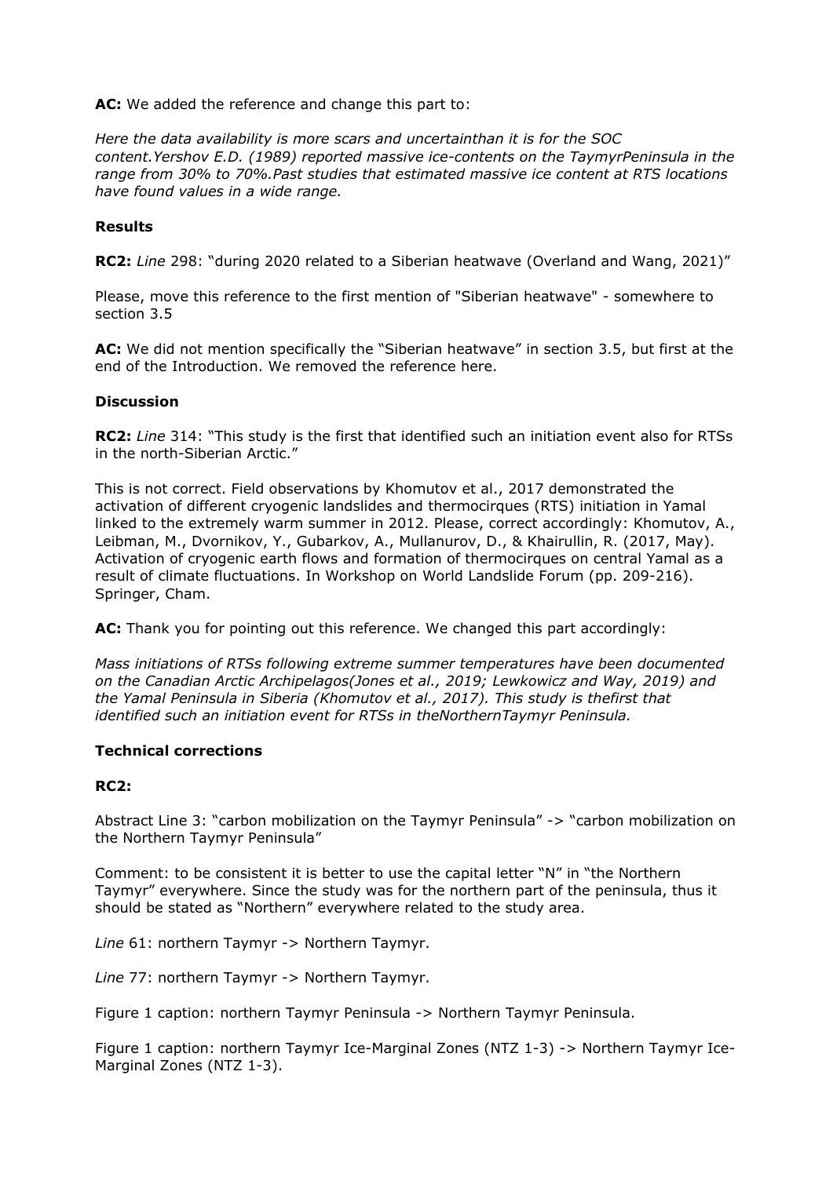**AC:** We added the reference and change this part to:

*Here the data availability is more scars and uncertainthan it is for the SOC content.Yershov E.D. (1989) reported massive ice-contents on the TaymyrPeninsula in the range from 30% to 70%.Past studies that estimated massive ice content at RTS locations have found values in a wide range.*

**Results**

**RC2:** *Line* 298: "during 2020 related to a Siberian heatwave (Overland and Wang, 2021)"

Please, move this reference to the first mention of "Siberian heatwave" - somewhere to section 3.5

**AC:** We did not mention specifically the "Siberian heatwave" in section 3.5, but first at the end of the Introduction. We removed the reference here.

**Discussion**

**RC2:** *Line* 314: "This study is the first that identified such an initiation event also for RTSs in the north-Siberian Arctic."

This is not correct. Field observations by Khomutov et al., 2017 demonstrated the activation of different cryogenic landslides and thermocirques (RTS) initiation in Yamal linked to the extremely warm summer in 2012. Please, correct accordingly: Khomutov, A., Leibman, M., Dvornikov, Y., Gubarkov, A., Mullanurov, D., & Khairullin, R. (2017, May). Activation of cryogenic earth flows and formation of thermocirques on central Yamal as a result of climate fluctuations. In Workshop on World Landslide Forum (pp. 209-216). Springer, Cham.

**AC:** Thank you for pointing out this reference. We changed this part accordingly:

*Mass initiations of RTSs following extreme summer temperatures have been documented on the Canadian Arctic Archipelagos(Jones et al., 2019; Lewkowicz and Way, 2019) and the Yamal Peninsula in Siberia (Khomutov et al., 2017). This study is thefirst that identified such an initiation event for RTSs in theNorthernTaymyr Peninsula.*

**Technical corrections**

**RC2:**

Abstract Line 3: "carbon mobilization on the Taymyr Peninsula" -> "carbon mobilization on the Northern Taymyr Peninsula"

Comment: to be consistent it is better to use the capital letter "N" in "the Northern Taymyr" everywhere. Since the study was for the northern part of the peninsula, thus it should be stated as "Northern" everywhere related to the study area.

*Line* 61: northern Taymyr -> Northern Taymyr.

*Line* 77: northern Taymyr -> Northern Taymyr.

Figure 1 caption: northern Taymyr Peninsula -> Northern Taymyr Peninsula.

Figure 1 caption: northern Taymyr Ice-Marginal Zones (NTZ 1-3) -> Northern Taymyr Ice-Marginal Zones (NTZ 1-3).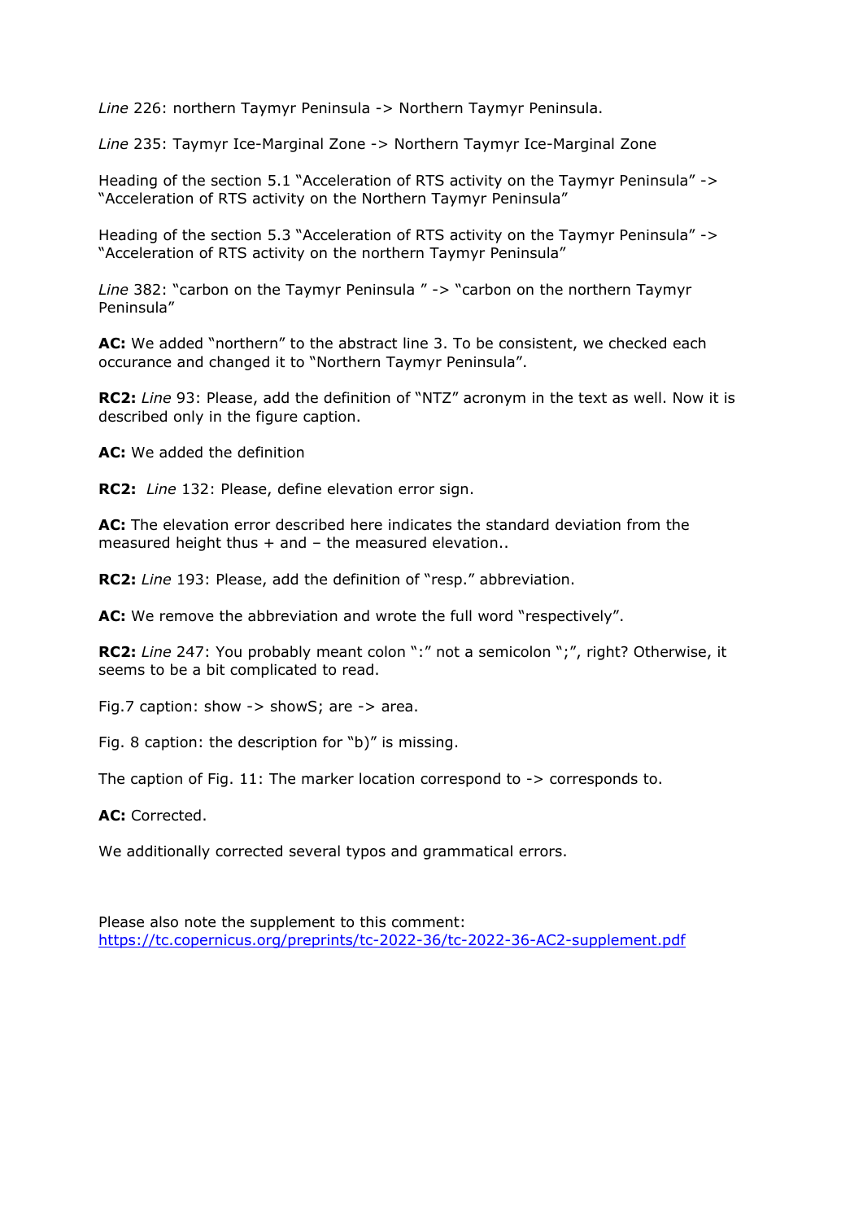*Line* 226: northern Taymyr Peninsula -> Northern Taymyr Peninsula.

*Line* 235: Taymyr Ice-Marginal Zone -> Northern Taymyr Ice-Marginal Zone

Heading of the section 5.1 "Acceleration of RTS activity on the Taymyr Peninsula" -> "Acceleration of RTS activity on the Northern Taymyr Peninsula"

Heading of the section 5.3 "Acceleration of RTS activity on the Taymyr Peninsula" -> "Acceleration of RTS activity on the northern Taymyr Peninsula"

*Line* 382: "carbon on the Taymyr Peninsula " -> "carbon on the northern Taymyr Peninsula"

**AC:** We added "northern" to the abstract line 3. To be consistent, we checked each occurance and changed it to "Northern Taymyr Peninsula".

**RC2:** *Line* 93: Please, add the definition of "NTZ" acronym in the text as well. Now it is described only in the figure caption.

**AC:** We added the definition

**RC2:** *Line* 132: Please, define elevation error sign.

**AC:** The elevation error described here indicates the standard deviation from the measured height thus + and – the measured elevation..

**RC2:** *Line* 193: Please, add the definition of "resp." abbreviation.

**AC:** We remove the abbreviation and wrote the full word "respectively".

**RC2:** *Line* 247: You probably meant colon ":" not a semicolon ";", right? Otherwise, it seems to be a bit complicated to read.

Fig.7 caption: show -> showS; are -> area.

Fig. 8 caption: the description for "b)" is missing.

The caption of Fig. 11: The marker location correspond to -> corresponds to.

**AC:** Corrected.

We additionally corrected several typos and grammatical errors.

Please also note the supplement to this comment:
https://tc.copernicus.org/preprints/tc-2022-36/tc-2022-36-AC2-supplement.pdf